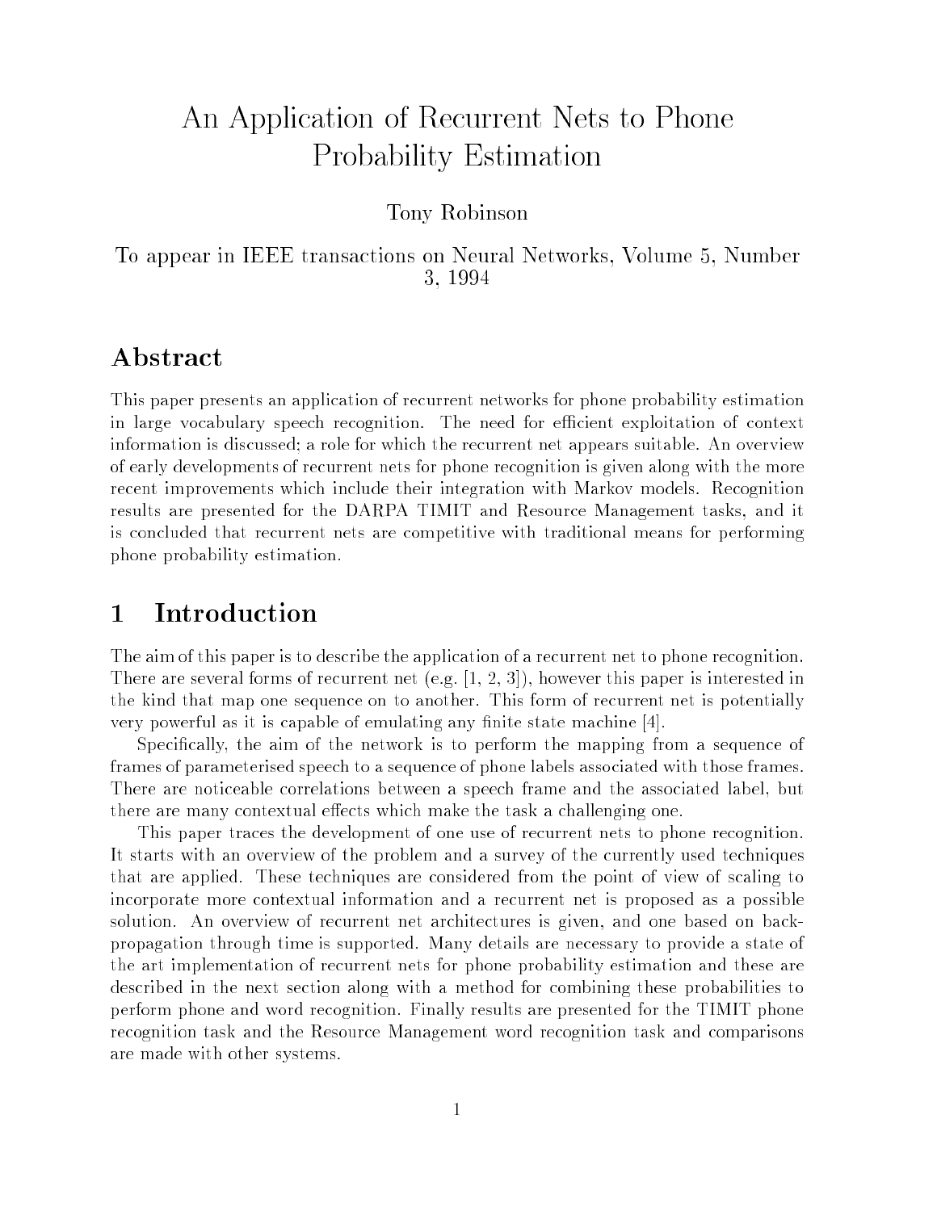# An Application of Recurrent Nets to Phone Probability Estimation

Tony Robinson

To appear in IEEE transactions on Neural Networks, Volume 5, Number 3, 1994

## Abstract

This paper presents an application of recurrent networks for phone probability estimation in large vocabulary speech recognition. The need for efficient exploitation of context information is discussed; a role for which the recurrent net appears suitable. An overview of early developments of recurrent nets for phone recognition is given along with the more recent improvements which include their integration with Markov models. Recognition results are presented for the DARPA TIMIT and Resource Management tasks, and it is concluded that recurrent nets are competitive with traditional means for performing phone probability estimation.

## 1 Introduction

The aim of this paper is to describe the application of a recurrent net to phone recognition. There are several forms of recurrent net (e.g. [1, 2, 3]), however this paper is interested in the kind that map one sequence on to another. This form of recurrent net is potentially very powerful as it is capable of emulating any finite state machine [4].

Specifically, the aim of the network is to perform the mapping from a sequence of frames of parameterised speech to a sequence of phone labels associated with those frames. There are noticeable correlations between a speech frame and the associated label, but there are many contextual effects which make the task a challenging one.

This paper traces the development of one use of recurrent nets to phone recognition. It starts with an overview of the problem and a survey of the currently used techniques that are applied. These techniques are considered from the point of view of scaling to incorporate more contextual information and a recurrent net is proposed as a possible solution. An overview of recurrent net architectures is given, and one based on back-propagation through time is supported. Many details are necessary to provide a state of the art implementation of recurrent nets for phone probability estimation and these are described in the next section along with a method for combining these probabilities to perform phone and word recognition. Finally results are presented for the TIMIT phone recognition task and the Resource Management word recognition task and comparisons are made with other systems.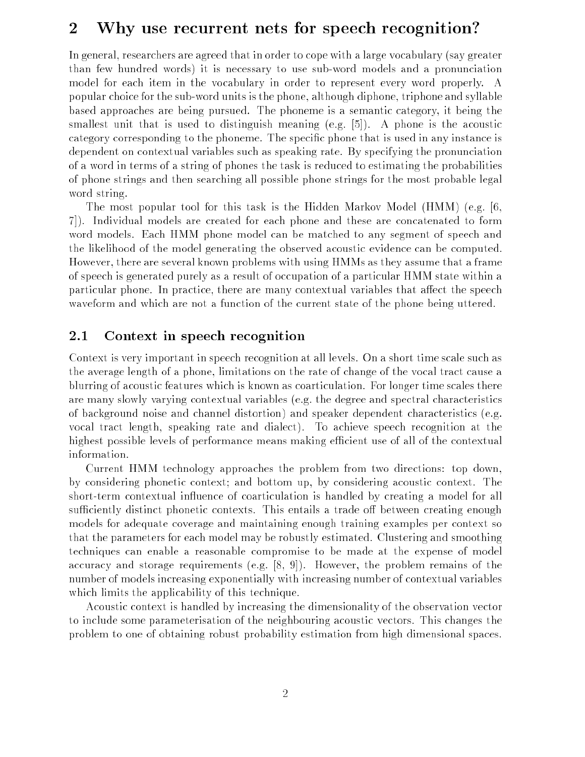## 2 Why use recurrent nets for speech recognition?

In general, researchers are agreed that in order to cope with a large vocabulary (say greater than few hundred words) it is necessary to use sub-word models and a pronunciation model for each item in the vocabulary in order to represent every word properly. A popular choice for the sub-word units is the phone, although diphone, triphone and syllable based approaches are being pursued. The phoneme is a semantic category, it being the smallest unit that is used to distinguish meaning (e.g. [5]). A phone is the acoustic category corresponding to the phoneme. The specific phone that is used in any instance is dependent on contextual variables such as speaking rate. By specifying the pronunciation of a word in terms of a string of phones the task is reduced to estimating the probabilities of phone strings and then searching all possible phone strings for the most probable legal word string.

The most popular tool for this task is the Hidden Markov Model (HMM) (e.g. [6, 7]). Individual models are created for each phone and these are concatenated to form word models. Each HMM phone model can be matched to any segment of speech and the likelihood of the model generating the observed acoustic evidence can be computed. However, there are several known problems with using HMMs as they assume that a frame of speech is generated purely as a result of occupation of a particular HMM state within a particular phone. In practice, there are many contextual variables that affect the speech waveform and which are not a function of the current state of the phone being uttered.

### 2.1 Context in speech recognition

Context is very important in speech recognition at all levels. On a short time scale such as the average length of a phone, limitations on the rate of change of the vocal tract cause a blurring of acoustic features which is known as coarticulation. For longer time scales there are many slowly varying contextual variables (e.g. the degree and spectral characteristics of background noise and channel distortion) and speaker dependent characteristics (e.g. vocal tract length, speaking rate and dialect). To achieve speech recognition at the highest possible levels of performance means making efficient use of all of the contextual information.

Current HMM technology approaches the problem from two directions: top down, by considering phonetic context; and bottom up, by considering acoustic context. The short-term contextual influence of coarticulation is handled by creating a model for all sufficiently distinct phonetic contexts. This entails a trade off between creating enough models for adequate coverage and maintaining enough training examples per context so that the parameters for each model may be robustly estimated. Clustering and smoothing techniques can enable a reasonable compromise to be made at the expense of model accuracy and storage requirements (e.g. [8, 9]). However, the problem remains of the number of models increasing exponentially with increasing number of contextual variables which limits the applicability of this technique.

Acoustic context is handled by increasing the dimensionality of the observation vector to include some parameterisation of the neighbouring acoustic vectors. This changes the problem to one of obtaining robust probability estimation from high dimensional spaces.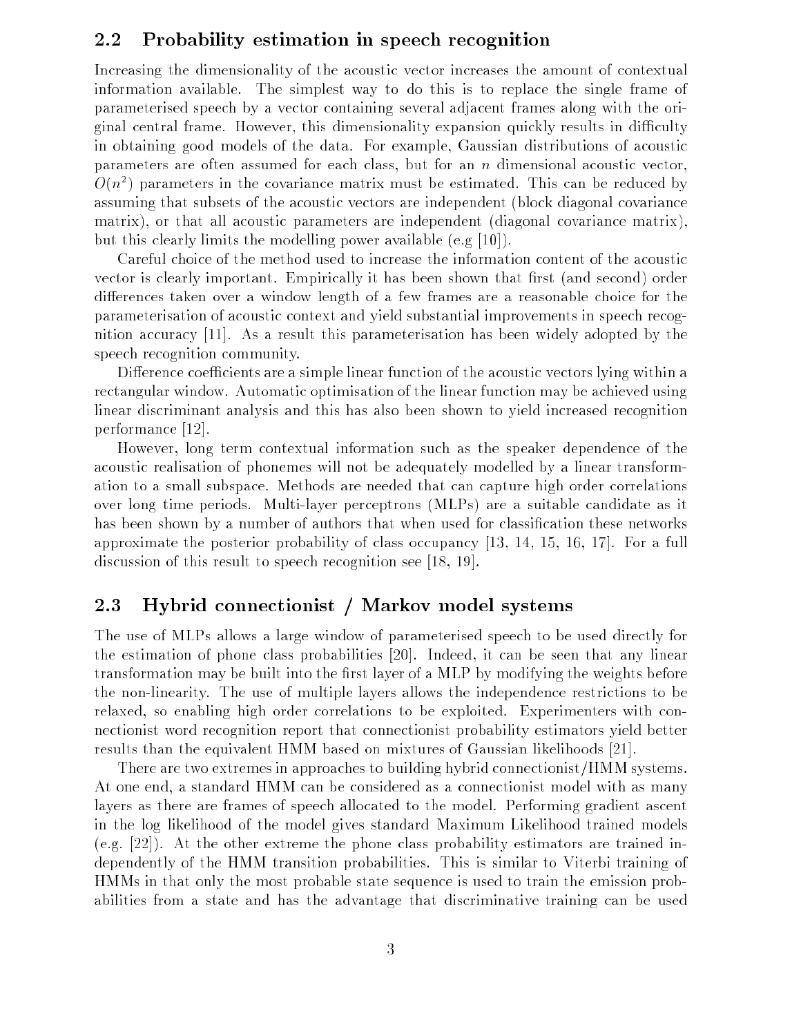## 2.2 Probability estimation in speech recognition

Increasing the dimensionality of the acoustic vector increases the amount of contextual information available. The simplest way to do this is to replace the single frame of parameterised speech by a vector containing several adjacent frames along with the original central frame. However, this dimensionality expansion quickly results in difficulty in obtaining good models of the data. For example, Gaussian distributions of acoustic parameters are often assumed for each class, but for an $n$ dimensional acoustic vector, $O(n^2)$ parameters in the covariance matrix must be estimated. This can be reduced by assuming that subsets of the acoustic vectors are independent (block diagonal covariance matrix), or that all acoustic parameters are independent (diagonal covariance matrix), but this clearly limits the modelling power available (e.g [10]).

Careful choice of the method used to increase the information content of the acoustic vector is clearly important. Empirically it has been shown that first (and second) order differences taken over a window length of a few frames are a reasonable choice for the parameterisation of acoustic context and yield substantial improvements in speech recognition accuracy [11]. As a result this parameterisation has been widely adopted by the speech recognition community.

Difference coefficients are a simple linear function of the acoustic vectors lying within a rectangular window. Automatic optimisation of the linear function may be achieved using linear discriminant analysis and this has also been shown to yield increased recognition performance [12].

However, long term contextual information such as the speaker dependence of the acoustic realisation of phonemes will not be adequately modelled by a linear transformation to a small subspace. Methods are needed that can capture high order correlations over long time periods. Multi-layer perceptrons (MLPs) are a suitable candidate as it has been shown by a number of authors that when used for classification these networks approximate the posterior probability of class occupancy [13, 14, 15, 16, 17]. For a full discussion of this result to speech recognition see [18, 19].

## 2.3 Hybrid connectionist / Markov model systems

The use of MLPs allows a large window of parameterised speech to be used directly for the estimation of phone class probabilities [20]. Indeed, it can be seen that any linear transformation may be built into the first layer of a MLP by modifying the weights before the non-linearity. The use of multiple layers allows the independence restrictions to be relaxed, so enabling high order correlations to be exploited. Experimenters with connectionist word recognition report that connectionist probability estimators yield better results than the equivalent HMM based on mixtures of Gaussian likelihoods [21].

There are two extremes in approaches to building hybrid connectionist/HMM systems. At one end, a standard HMM can be considered as a connectionist model with as many layers as there are frames of speech allocated to the model. Performing gradient ascent in the log likelihood of the model gives standard Maximum Likelihood trained models (e.g. [22]). At the other extreme the phone class probability estimators are trained independently of the HMM transition probabilities. This is similar to Viterbi training of HMMs in that only the most probable state sequence is used to train the emission probabilities from a state and has the advantage that discriminative training can be used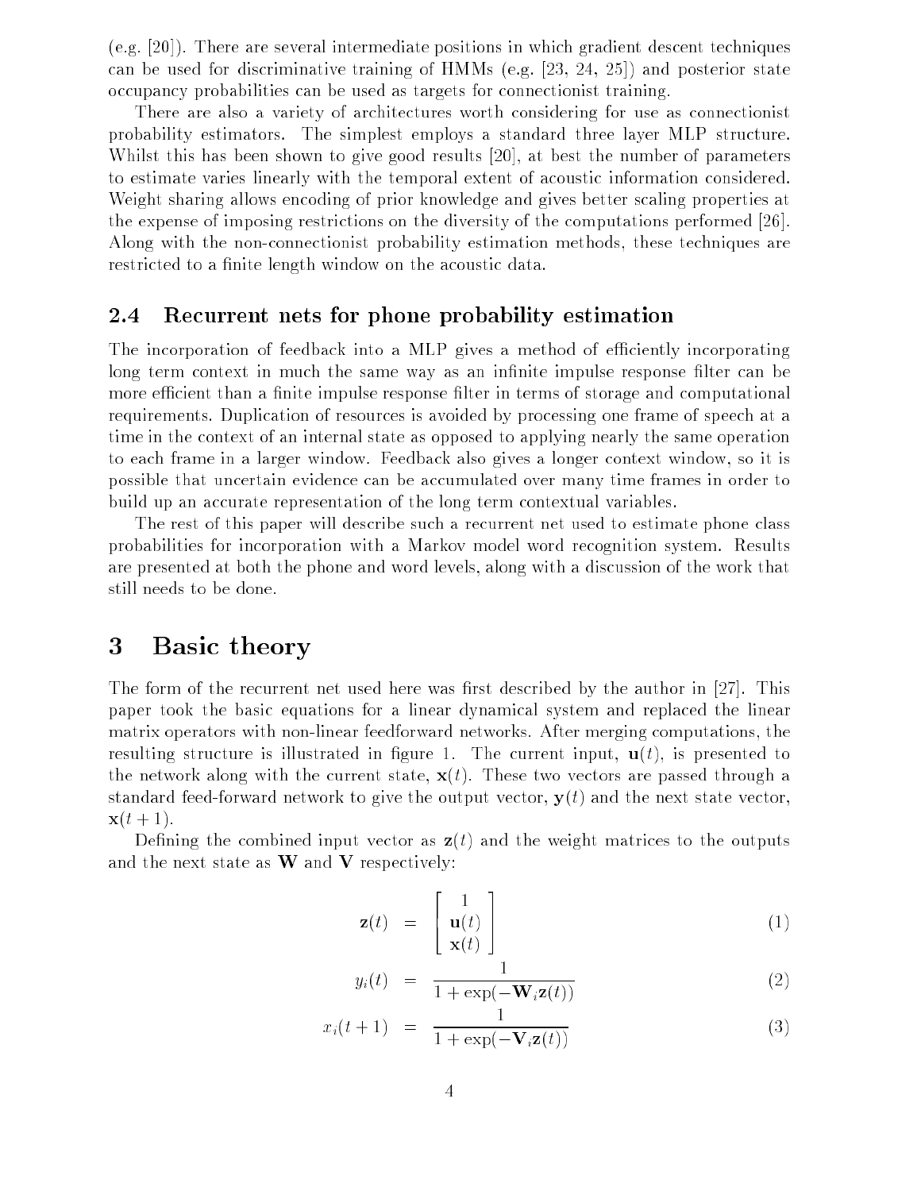(e.g. [20]). There are several intermediate positions in which gradient descent techniques can be used for discriminative training of HMMs (e.g. [23, 24, 25]) and posterior state occupancy probabilities can be used as targets for connectionist training.

There are also a variety of architectures worth considering for use as connectionist probability estimators. The simplest employs a standard three layer MLP structure. Whilst this has been shown to give good results [20], at best the number of parameters to estimate varies linearly with the temporal extent of acoustic information considered. Weight sharing allows encoding of prior knowledge and gives better scaling properties at the expense of imposing restrictions on the diversity of the computations performed [26]. Along with the non-connectionist probability estimation methods, these techniques are restricted to a finite length window on the acoustic data.

## 2.4 Recurrent nets for phone probability estimation

The incorporation of feedback into a MLP gives a method of efficiently incorporating long term context in much the same way as an infinite impulse response filter can be more efficient than a finite impulse response filter in terms of storage and computational requirements. Duplication of resources is avoided by processing one frame of speech at a time in the context of an internal state as opposed to applying nearly the same operation to each frame in a larger window. Feedback also gives a longer context window, so it is possible that uncertain evidence can be accumulated over many time frames in order to build up an accurate representation of the long term contextual variables.

The rest of this paper will describe such a recurrent net used to estimate phone class probabilities for incorporation with a Markov model word recognition system. Results are presented at both the phone and word levels, along with a discussion of the work that still needs to be done.

# 3 Basic theory

The form of the recurrent net used here was first described by the author in [27]. This paper took the basic equations for a linear dynamical system and replaced the linear matrix operators with non-linear feedforward networks. After merging computations, the resulting structure is illustrated in figure 1. The current input, $\mathbf{u}(t)$, is presented to the network along with the current state, $\mathbf{x}(t)$. These two vectors are passed through a standard feed-forward network to give the output vector, $\mathbf{y}(t)$ and the next state vector, $\mathbf{x}(t+1)$.

Defining the combined input vector as $\mathbf{z}(t)$ and the weight matrices to the outputs and the next state as $\mathbf{W}$ and $\mathbf{V}$ respectively:

$$\mathbf{z}(t) = \begin{bmatrix} 1 \\ \mathbf{u}(t) \\ \mathbf{x}(t) \end{bmatrix} \tag{1}$$

$$y_i(t) = \frac{1}{1 + \exp(-\mathbf{W}_i \mathbf{z}(t))} \tag{2}$$

$$x_i(t+1) = \frac{1}{1 + \exp(-\mathbf{V}_i \mathbf{z}(t))} \tag{3}$$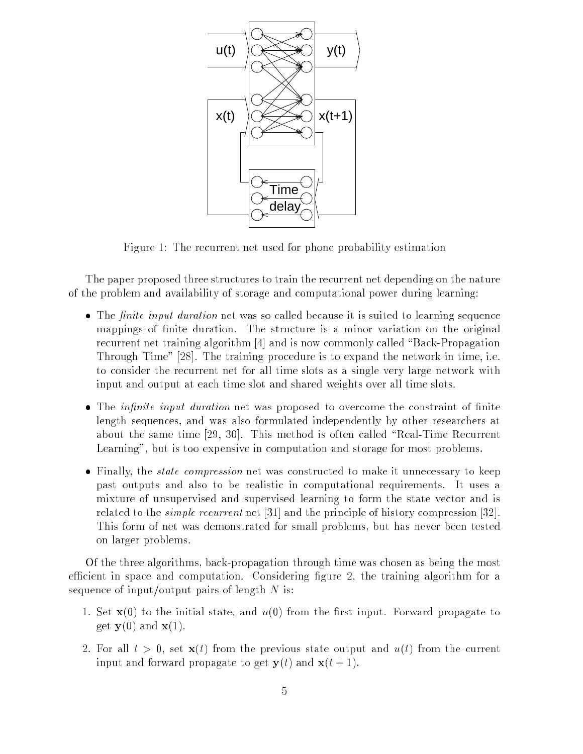Figure 1: The recurrent net used for phone probability estimation

The paper proposed three structures to train the recurrent net depending on the nature of the problem and availability of storage and computational power during learning:

- The *finite input duration* net was so called because it is suited to learning sequence mappings of finite duration. The structure is a minor variation on the original recurrent net training algorithm [4] and is now commonly called "Back-Propagation Through Time" [28]. The training procedure is to expand the network in time, i.e. to consider the recurrent net for all time slots as a single very large network with input and output at each time slot and shared weights over all time slots.
- The *infinite input duration* net was proposed to overcome the constraint of finite length sequences, and was also formulated independently by other researchers at about the same time [29, 30]. This method is often called "Real-Time Recurrent Learning", but is too expensive in computation and storage for most problems.
- Finally, the *state compression* net was constructed to make it unnecessary to keep past outputs and also to be realistic in computational requirements. It uses a mixture of unsupervised and supervised learning to form the state vector and is related to the *simple recurrent* net [31] and the principle of history compression [32]. This form of net was demonstrated for small problems, but has never been tested on larger problems.

Of the three algorithms, back-propagation through time was chosen as being the most efficient in space and computation. Considering figure 2, the training algorithm for a sequence of input/output pairs of length $N$ is:

1. Set $\mathbf{x}(0)$ to the initial state, and $u(0)$ from the first input. Forward propagate to get $\mathbf{y}(0)$ and $\mathbf{x}(1)$.
2. For all $t > 0$, set $\mathbf{x}(t)$ from the previous state output and $u(t)$ from the current input and forward propagate to get $\mathbf{y}(t)$ and $\mathbf{x}(t+1)$.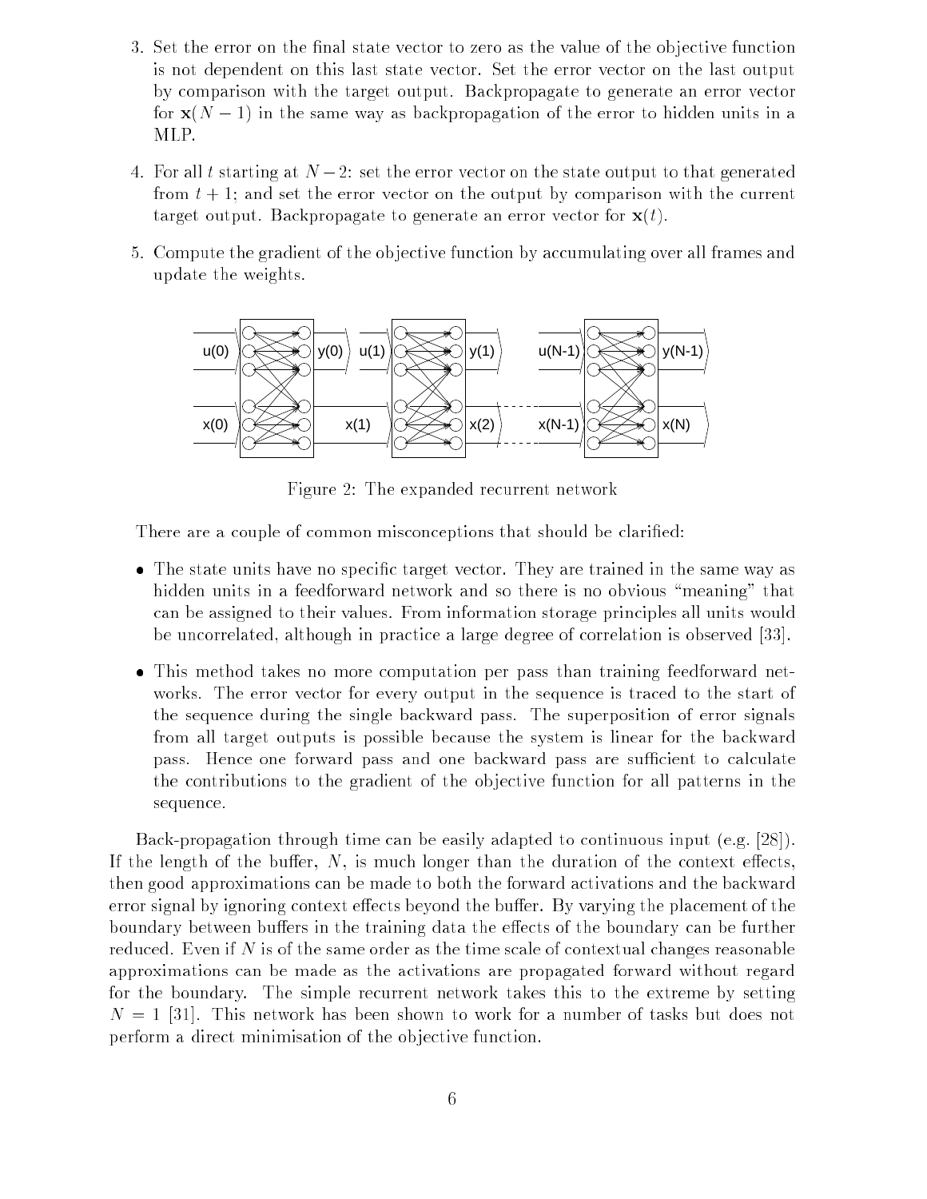3. Set the error on the final state vector to zero as the value of the objective function is not dependent on this last state vector. Set the error vector on the last output by comparison with the target output. Backpropagate to generate an error vector for $\mathbf{x}(N-1)$ in the same way as backpropagation of the error to hidden units in a MLP.

4. For all $t$ starting at $N-2$: set the error vector on the state output to that generated from $t+1$; and set the error vector on the output by comparison with the current target output. Backpropagate to generate an error vector for $\mathbf{x}(t)$.

5. Compute the gradient of the objective function by accumulating over all frames and update the weights.

Figure 2: The expanded recurrent network

There are a couple of common misconceptions that should be clarified:

- The state units have no specific target vector. They are trained in the same way as hidden units in a feedforward network and so there is no obvious "meaning" that can be assigned to their values. From information storage principles all units would be uncorrelated, although in practice a large degree of correlation is observed [33].

- This method takes no more computation per pass than training feedforward networks. The error vector for every output in the sequence is traced to the start of the sequence during the single backward pass. The superposition of error signals from all target outputs is possible because the system is linear for the backward pass. Hence one forward pass and one backward pass are sufficient to calculate the contributions to the gradient of the objective function for all patterns in the sequence.

Back-propagation through time can be easily adapted to continuous input (e.g. [28]). If the length of the buffer, $N$, is much longer than the duration of the context effects, then good approximations can be made to both the forward activations and the backward error signal by ignoring context effects beyond the buffer. By varying the placement of the boundary between buffers in the training data the effects of the boundary can be further reduced. Even if $N$ is of the same order as the time scale of contextual changes reasonable approximations can be made as the activations are propagated forward without regard for the boundary. The simple recurrent network takes this to the extreme by setting $N = 1$ [31]. This network has been shown to work for a number of tasks but does not perform a direct minimisation of the objective function.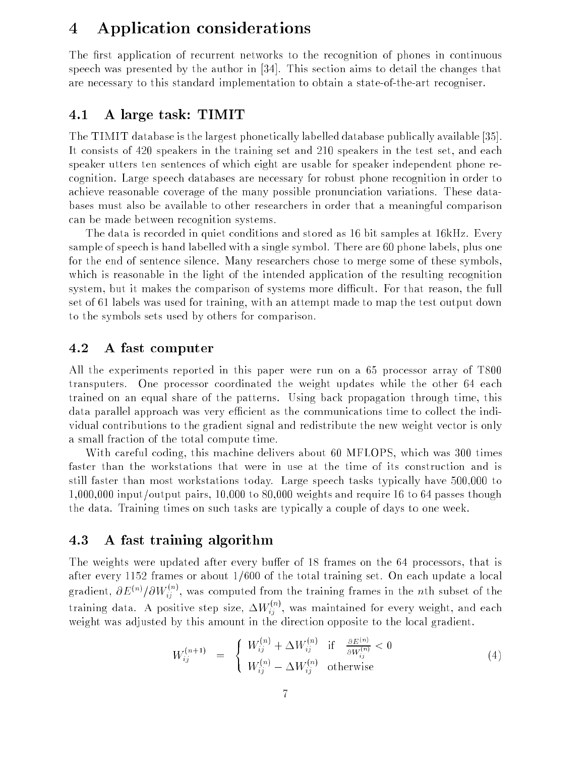# 4 Application considerations

The first application of recurrent networks to the recognition of phones in continuous speech was presented by the author in [34]. This section aims to detail the changes that are necessary to this standard implementation to obtain a state-of-the-art recogniser.

## 4.1 A large task: TIMIT

The TIMIT database is the largest phonetically labelled database publically available [35]. It consists of 420 speakers in the training set and 210 speakers in the test set, and each speaker utters ten sentences of which eight are usable for speaker independent phone recognition. Large speech databases are necessary for robust phone recognition in order to achieve reasonable coverage of the many possible pronunciation variations. These databases must also be available to other researchers in order that a meaningful comparison can be made between recognition systems.

The data is recorded in quiet conditions and stored as 16 bit samples at 16kHz. Every sample of speech is hand labelled with a single symbol. There are 60 phone labels, plus one for the end of sentence silence. Many researchers chose to merge some of these symbols, which is reasonable in the light of the intended application of the resulting recognition system, but it makes the comparison of systems more difficult. For that reason, the full set of 61 labels was used for training, with an attempt made to map the test output down to the symbols sets used by others for comparison.

## 4.2 A fast computer

All the experiments reported in this paper were run on a 65 processor array of T800 transputers. One processor coordinated the weight updates while the other 64 each trained on an equal share of the patterns. Using back propagation through time, this data parallel approach was very efficient as the communications time to collect the individual contributions to the gradient signal and redistribute the new weight vector is only a small fraction of the total compute time.

With careful coding, this machine delivers about 60 MFLOPS, which was 300 times faster than the workstations that were in use at the time of its construction and is still faster than most workstations today. Large speech tasks typically have 500,000 to 1,000,000 input/output pairs, 10,000 to 80,000 weights and require 16 to 64 passes though the data. Training times on such tasks are typically a couple of days to one week.

## 4.3 A fast training algorithm

The weights were updated after every buffer of 18 frames on the 64 processors, that is after every 1152 frames or about 1/600 of the total training set. On each update a local gradient, $\partial E^{(n)}/\partial W_{ij}^{(n)}$, was computed from the training frames in the $n$th subset of the training data. A positive step size, $\Delta W_{ij}^{(n)}$, was maintained for every weight, and each weight was adjusted by this amount in the direction opposite to the local gradient.

$$
W_{ij}^{(n+1)} = \begin{cases} W_{ij}^{(n)} + \Delta W_{ij}^{(n)} & \text{if } \frac{\partial E^{(n)}}{\partial W_{ij}^{(n)}} < 0 \\ W_{ij}^{(n)} - \Delta W_{ij}^{(n)} & \text{otherwise} \end{cases} \tag{4}
$$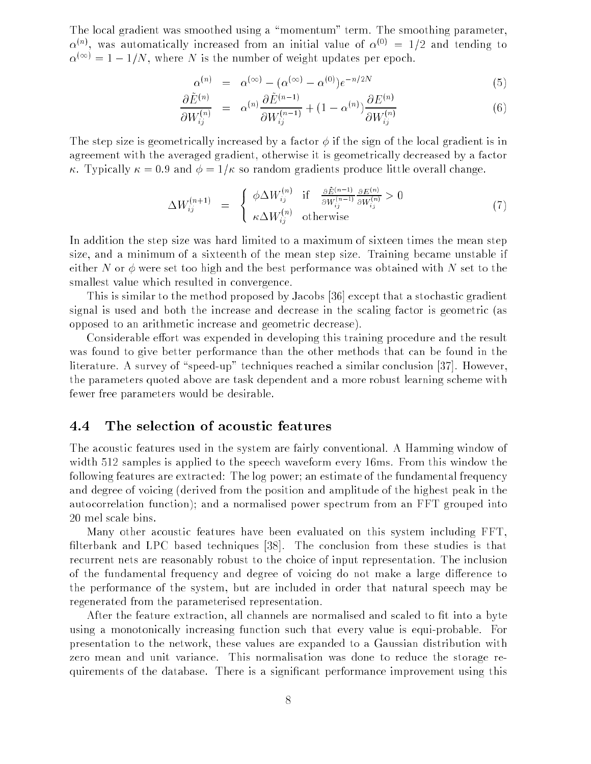The local gradient was smoothed using a "momentum" term. The smoothing parameter, $\alpha^{(n)}$, was automatically increased from an initial value of $\alpha^{(0)} = 1/2$ and tending to $\alpha^{(\infty)} = 1 - 1/N$, where $N$ is the number of weight updates per epoch.

$$\alpha^{(n)} = \alpha^{(\infty)} - (\alpha^{(\infty)} - \alpha^{(0)})e^{-n/2N} \tag{5}$$

$$\frac{\partial \tilde{E}^{(n)}}{\partial W_{ij}^{(n)}} = \alpha^{(n)} \frac{\partial \tilde{E}^{(n-1)}}{\partial W_{ij}^{(n-1)}} + (1 - \alpha^{(n)}) \frac{\partial E^{(n)}}{\partial W_{ij}^{(n)}} \tag{6}$$

The step size is geometrically increased by a factor $\phi$ if the sign of the local gradient is in agreement with the averaged gradient, otherwise it is geometrically decreased by a factor $\kappa$. Typically $\kappa = 0.9$ and $\phi = 1/\kappa$ so random gradients produce little overall change.

$$\Delta W_{ij}^{(n+1)} = \begin{cases} \phi \Delta W_{ij}^{(n)} & \text{if} \quad \frac{\partial \tilde{E}^{(n-1)}}{\partial W_{ij}^{(n-1)}} \frac{\partial E^{(n)}}{\partial W_{ij}^{(n)}} > 0 \\ \kappa \Delta W_{ij}^{(n)} & \text{otherwise} \end{cases} \tag{7}$$

In addition the step size was hard limited to a maximum of sixteen times the mean step size, and a minimum of a sixteenth of the mean step size. Training became unstable if either $N$ or $\phi$ were set too high and the best performance was obtained with $N$ set to the smallest value which resulted in convergence.

This is similar to the method proposed by Jacobs [36] except that a stochastic gradient signal is used and both the increase and decrease in the scaling factor is geometric (as opposed to an arithmetic increase and geometric decrease).

Considerable effort was expended in developing this training procedure and the result was found to give better performance than the other methods that can be found in the literature. A survey of "speed-up" techniques reached a similar conclusion [37]. However, the parameters quoted above are task dependent and a more robust learning scheme with fewer free parameters would be desirable.

## 4.4 The selection of acoustic features

The acoustic features used in the system are fairly conventional. A Hamming window of width 512 samples is applied to the speech waveform every 16ms. From this window the following features are extracted: The log power; an estimate of the fundamental frequency and degree of voicing (derived from the position and amplitude of the highest peak in the autocorrelation function); and a normalised power spectrum from an FFT grouped into 20 mel scale bins.

Many other acoustic features have been evaluated on this system including FFT, filterbank and LPC based techniques [38]. The conclusion from these studies is that recurrent nets are reasonably robust to the choice of input representation. The inclusion of the fundamental frequency and degree of voicing do not make a large difference to the performance of the system, but are included in order that natural speech may be regenerated from the parameterised representation.

After the feature extraction, all channels are normalised and scaled to fit into a byte using a monotonically increasing function such that every value is equi-probable. For presentation to the network, these values are expanded to a Gaussian distribution with zero mean and unit variance. This normalisation was done to reduce the storage requirements of the database. There is a significant performance improvement using this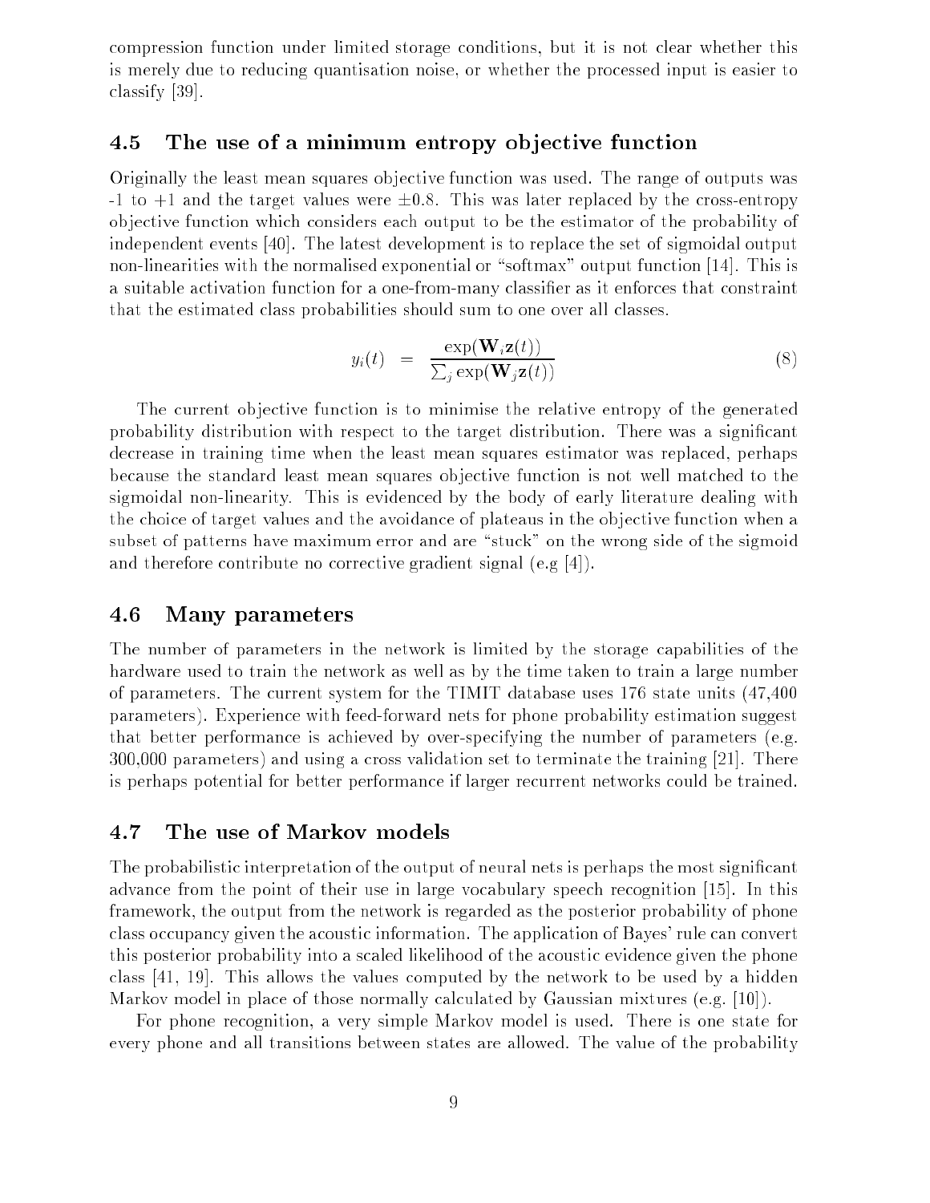compression function under limited storage conditions, but it is not clear whether this is merely due to reducing quantisation noise, or whether the processed input is easier to classify [39].

## 4.5 The use of a minimum entropy objective function

Originally the least mean squares objective function was used. The range of outputs was -1 to +1 and the target values were $\pm 0.8$. This was later replaced by the cross-entropy objective function which considers each output to be the estimator of the probability of independent events [40]. The latest development is to replace the set of sigmoidal output non-linearities with the normalised exponential or "softmax" output function [14]. This is a suitable activation function for a one-from-many classifier as it enforces that constraint that the estimated class probabilities should sum to one over all classes.

$$y_i(t) = \frac{\exp(\mathbf{W}_i \mathbf{z}(t))}{\sum_j \exp(\mathbf{W}_j \mathbf{z}(t))} \tag{8}$$

The current objective function is to minimise the relative entropy of the generated probability distribution with respect to the target distribution. There was a significant decrease in training time when the least mean squares estimator was replaced, perhaps because the standard least mean squares objective function is not well matched to the sigmoidal non-linearity. This is evidenced by the body of early literature dealing with the choice of target values and the avoidance of plateaus in the objective function when a subset of patterns have maximum error and are "stuck" on the wrong side of the sigmoid and therefore contribute no corrective gradient signal (e.g [4]).

## 4.6 Many parameters

The number of parameters in the network is limited by the storage capabilities of the hardware used to train the network as well as by the time taken to train a large number of parameters. The current system for the TIMIT database uses 176 state units (47,400 parameters). Experience with feed-forward nets for phone probability estimation suggest that better performance is achieved by over-specifying the number of parameters (e.g. 300,000 parameters) and using a cross validation set to terminate the training [21]. There is perhaps potential for better performance if larger recurrent networks could be trained.

## 4.7 The use of Markov models

The probabilistic interpretation of the output of neural nets is perhaps the most significant advance from the point of their use in large vocabulary speech recognition [15]. In this framework, the output from the network is regarded as the posterior probability of phone class occupancy given the acoustic information. The application of Bayes' rule can convert this posterior probability into a scaled likelihood of the acoustic evidence given the phone class [41, 19]. This allows the values computed by the network to be used by a hidden Markov model in place of those normally calculated by Gaussian mixtures (e.g. [10]).

For phone recognition, a very simple Markov model is used. There is one state for every phone and all transitions between states are allowed. The value of the probability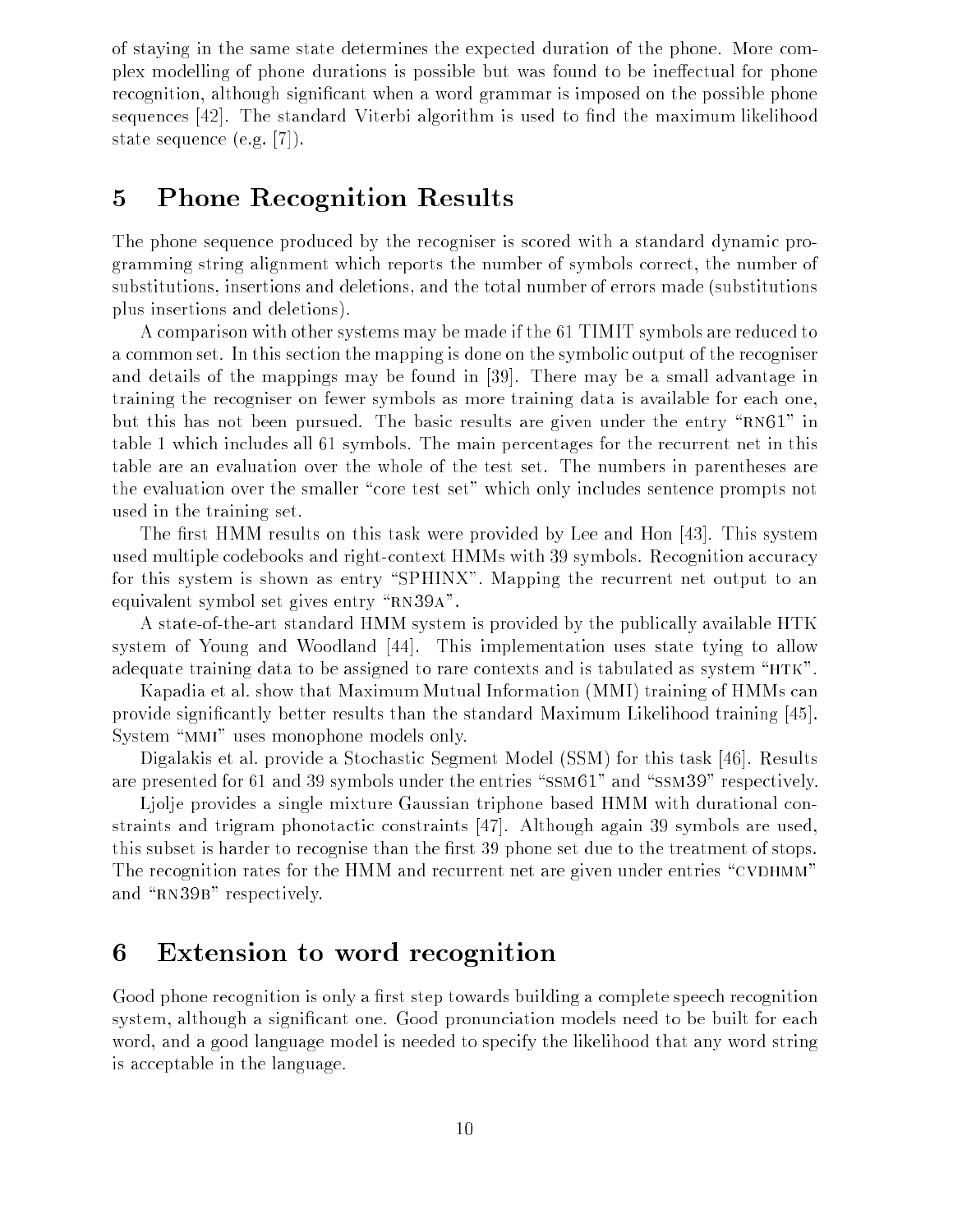of staying in the same state determines the expected duration of the phone. More complex modelling of phone durations is possible but was found to be ineffectual for phone recognition, although significant when a word grammar is imposed on the possible phone sequences [42]. The standard Viterbi algorithm is used to find the maximum likelihood state sequence (e.g. [7]).

# 5 Phone Recognition Results

The phone sequence produced by the recogniser is scored with a standard dynamic programming string alignment which reports the number of symbols correct, the number of substitutions, insertions and deletions, and the total number of errors made (substitutions plus insertions and deletions).

A comparison with other systems may be made if the 61 TIMIT symbols are reduced to a common set. In this section the mapping is done on the symbolic output of the recogniser and details of the mappings may be found in [39]. There may be a small advantage in training the recogniser on fewer symbols as more training data is available for each one, but this has not been pursued. The basic results are given under the entry "RN61" in table 1 which includes all 61 symbols. The main percentages for the recurrent net in this table are an evaluation over the whole of the test set. The numbers in parentheses are the evaluation over the smaller "core test set" which only includes sentence prompts not used in the training set.

The first HMM results on this task were provided by Lee and Hon [43]. This system used multiple codebooks and right-context HMMs with 39 symbols. Recognition accuracy for this system is shown as entry "SPHINX". Mapping the recurrent net output to an equivalent symbol set gives entry "RN39A".

A state-of-the-art standard HMM system is provided by the publically available HTK system of Young and Woodland [44]. This implementation uses state tying to allow adequate training data to be assigned to rare contexts and is tabulated as system "HTK".

Kapadia et al. show that Maximum Mutual Information (MMI) training of HMMs can provide significantly better results than the standard Maximum Likelihood training [45]. System "MMI" uses monophone models only.

Digalakis et al. provide a Stochastic Segment Model (SSM) for this task [46]. Results are presented for 61 and 39 symbols under the entries "SSM61" and "SSM39" respectively.

Ljolje provides a single mixture Gaussian triphone based HMM with durational constraints and trigram phonotactic constraints [47]. Although again 39 symbols are used, this subset is harder to recognise than the first 39 phone set due to the treatment of stops. The recognition rates for the HMM and recurrent net are given under entries "CVDHMM" and "RN39B" respectively.

# 6 Extension to word recognition

Good phone recognition is only a first step towards building a complete speech recognition system, although a significant one. Good pronunciation models need to be built for each word, and a good language model is needed to specify the likelihood that any word string is acceptable in the language.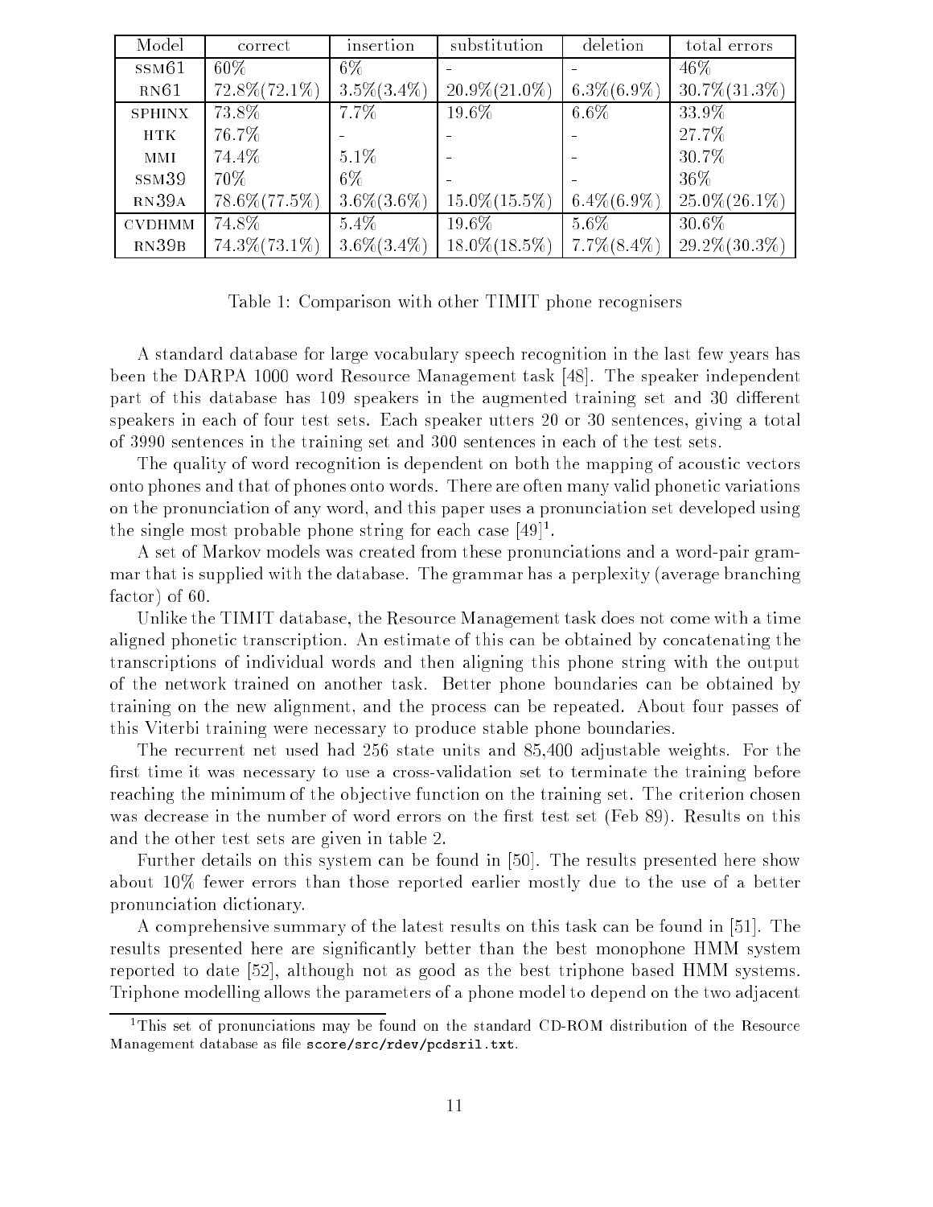| Model | correct | insertion | substitution | deletion | total errors |
|---|---|---|---|---|---|
| SSM61 | 60% | 6% | - | - | 46% |
| RN61 | 72.8%(72.1%) | 3.5%(3.4%) | 20.9%(21.0%) | 6.3%(6.9%) | 30.7%(31.3%) |
| SPHINX | 73.8% | 7.7% | 19.6% | 6.6% | 33.9% |
| HTK | 76.7% | - | - | - | 27.7% |
| MMI | 74.4% | 5.1% | - | - | 30.7% |
| SSM39 | 70% | 6% | - | - | 36% |
| RN39A | 78.6%(77.5%) | 3.6%(3.6%) | 15.0%(15.5%) | 6.4%(6.9%) | 25.0%(26.1%) |
| CVDHMM | 74.8% | 5.4% | 19.6% | 5.6% | 30.6% |
| RN39B | 74.3%(73.1%) | 3.6%(3.4%) | 18.0%(18.5%) | 7.7%(8.4%) | 29.2%(30.3%) |

Table 1: Comparison with other TIMIT phone recognisers

A standard database for large vocabulary speech recognition in the last few years has been the DARPA 1000 word Resource Management task [48]. The speaker independent part of this database has 109 speakers in the augmented training set and 30 different speakers in each of four test sets. Each speaker utters 20 or 30 sentences, giving a total of 3990 sentences in the training set and 300 sentences in each of the test sets.

The quality of word recognition is dependent on both the mapping of acoustic vectors onto phones and that of phones onto words. There are often many valid phonetic variations on the pronunciation of any word, and this paper uses a pronunciation set developed using the single most probable phone string for each case [49][1].

A set of Markov models was created from these pronunciations and a word-pair grammar that is supplied with the database. The grammar has a perplexity (average branching factor) of 60.

Unlike the TIMIT database, the Resource Management task does not come with a time aligned phonetic transcription. An estimate of this can be obtained by concatenating the transcriptions of individual words and then aligning this phone string with the output of the network trained on another task. Better phone boundaries can be obtained by training on the new alignment, and the process can be repeated. About four passes of this Viterbi training were necessary to produce stable phone boundaries.

The recurrent net used had 256 state units and 85,400 adjustable weights. For the first time it was necessary to use a cross-validation set to terminate the training before reaching the minimum of the objective function on the training set. The criterion chosen was decrease in the number of word errors on the first test set (Feb 89). Results on this and the other test sets are given in table 2.

Further details on this system can be found in [50]. The results presented here show about 10% fewer errors than those reported earlier mostly due to the use of a better pronunciation dictionary.

A comprehensive summary of the latest results on this task can be found in [51]. The results presented here are significantly better than the best monophone HMM system reported to date [52], although not as good as the best triphone based HMM systems. Triphone modelling allows the parameters of a phone model to depend on the two adjacent

[1] This set of pronunciations may be found on the standard CD-ROM distribution of the Resource Management database as file `score/src/rdev/pcdsril.txt`.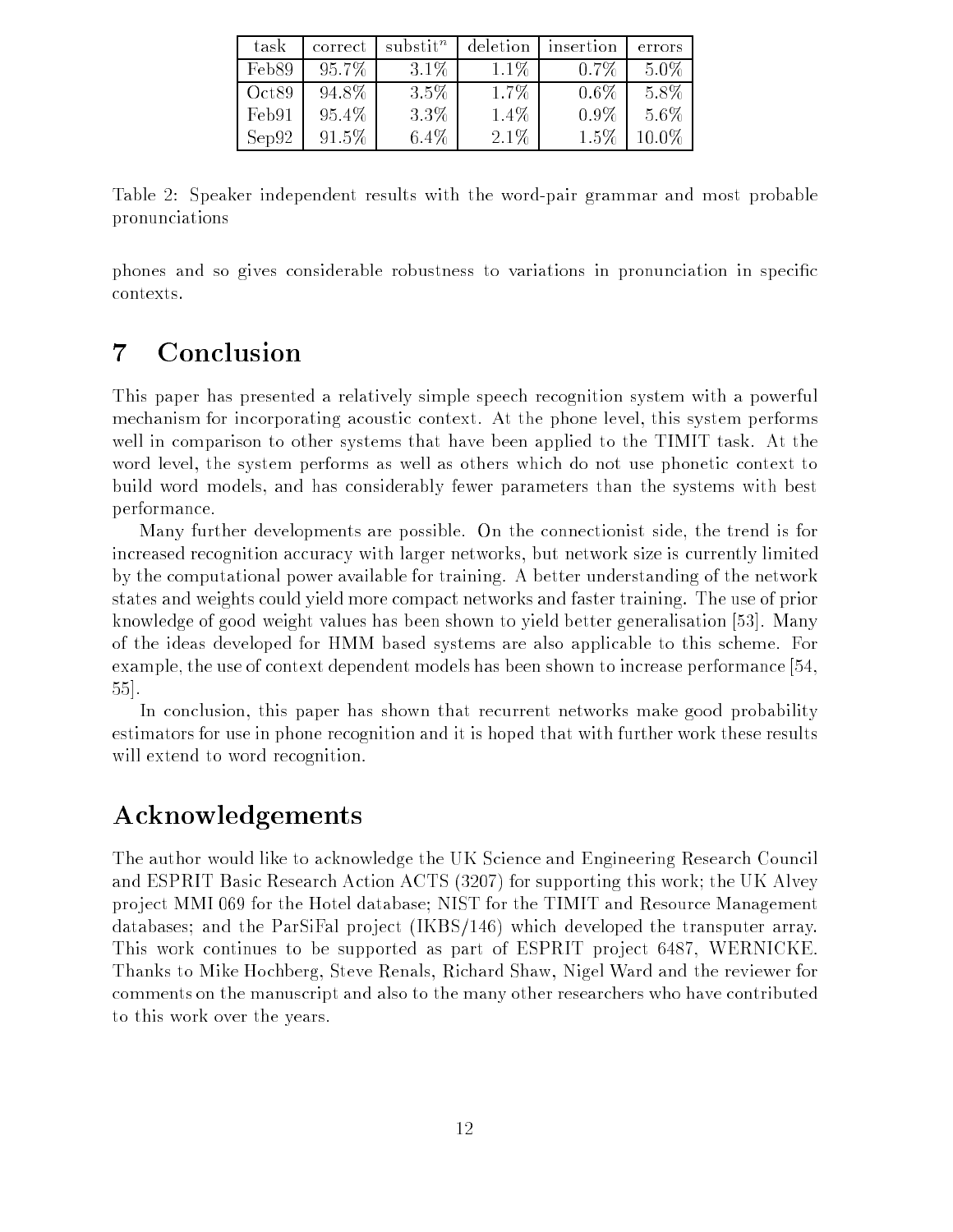| task | correct | substit$^n$ | deletion | insertion | errors |
|---|---|---|---|---|---|
| Feb89 | 95.7% | 3.1% | 1.1% | 0.7% | 5.0% |
| Oct89 | 94.8% | 3.5% | 1.7% | 0.6% | 5.8% |
| Feb91 | 95.4% | 3.3% | 1.4% | 0.9% | 5.6% |
| Sep92 | 91.5% | 6.4% | 2.1% | 1.5% | 10.0% |

Table 2: Speaker independent results with the word-pair grammar and most probable pronunciations

phones and so gives considerable robustness to variations in pronunciation in specific contexts.

# 7 Conclusion

This paper has presented a relatively simple speech recognition system with a powerful mechanism for incorporating acoustic context. At the phone level, this system performs well in comparison to other systems that have been applied to the TIMIT task. At the word level, the system performs as well as others which do not use phonetic context to build word models, and has considerably fewer parameters than the systems with best performance.

Many further developments are possible. On the connectionist side, the trend is for increased recognition accuracy with larger networks, but network size is currently limited by the computational power available for training. A better understanding of the network states and weights could yield more compact networks and faster training. The use of prior knowledge of good weight values has been shown to yield better generalisation [53]. Many of the ideas developed for HMM based systems are also applicable to this scheme. For example, the use of context dependent models has been shown to increase performance [54, 55].

In conclusion, this paper has shown that recurrent networks make good probability estimators for use in phone recognition and it is hoped that with further work these results will extend to word recognition.

# Acknowledgements

The author would like to acknowledge the UK Science and Engineering Research Council and ESPRIT Basic Research Action ACTS (3207) for supporting this work; the UK Alvey project MMI 069 for the Hotel database; NIST for the TIMIT and Resource Management databases; and the ParSiFal project (IKBS/146) which developed the transputer array. This work continues to be supported as part of ESPRIT project 6487, WERNICKE. Thanks to Mike Hochberg, Steve Renals, Richard Shaw, Nigel Ward and the reviewer for comments on the manuscript and also to the many other researchers who have contributed to this work over the years.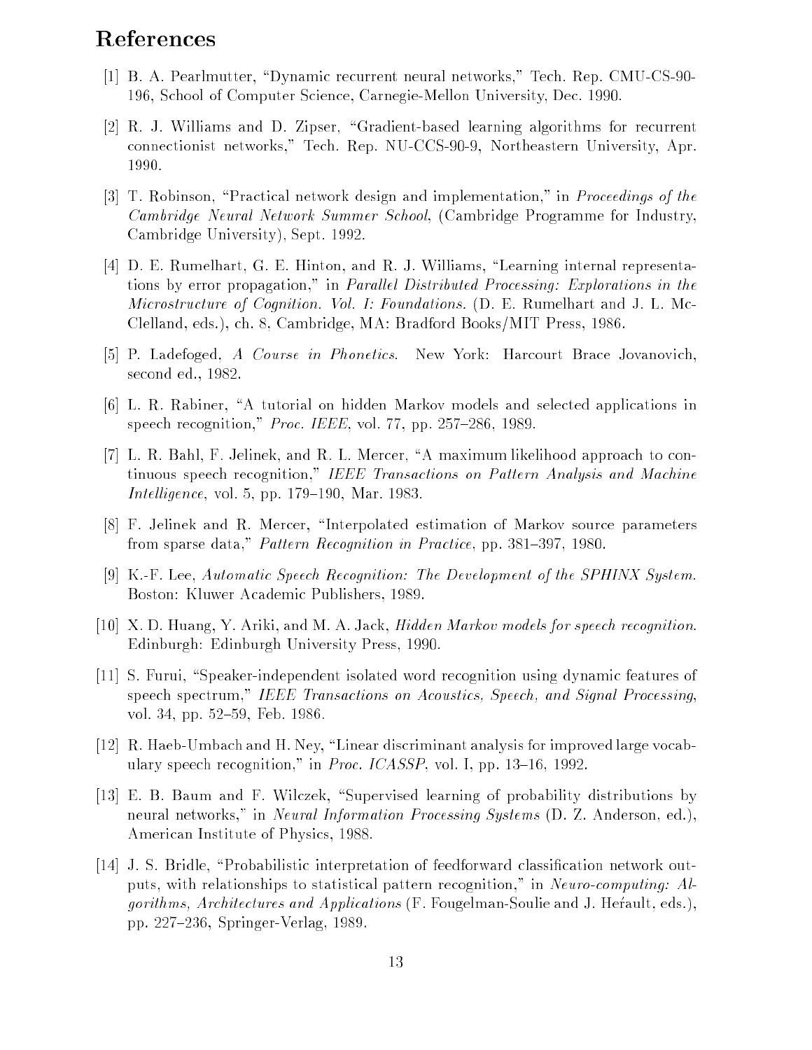## References

[1] B. A. Pearlmutter, "Dynamic recurrent neural networks," Tech. Rep. CMU-CS-90-196, School of Computer Science, Carnegie-Mellon University, Dec. 1990.

[2] R. J. Williams and D. Zipser, "Gradient-based learning algorithms for recurrent connectionist networks," Tech. Rep. NU-CCS-90-9, Northeastern University, Apr. 1990.

[3] T. Robinson, "Practical network design and implementation," in *Proceedings of the Cambridge Neural Network Summer School*, (Cambridge Programme for Industry, Cambridge University), Sept. 1992.

[4] D. E. Rumelhart, G. E. Hinton, and R. J. Williams, "Learning internal representations by error propagation," in *Parallel Distributed Processing: Explorations in the Microstructure of Cognition. Vol. I: Foundations.* (D. E. Rumelhart and J. L. McClelland, eds.), ch. 8, Cambridge, MA: Bradford Books/MIT Press, 1986.

[5] P. Ladefoged, *A Course in Phonetics*. New York: Harcourt Brace Jovanovich, second ed., 1982.

[6] L. R. Rabiner, "A tutorial on hidden Markov models and selected applications in speech recognition," *Proc. IEEE*, vol. 77, pp. 257–286, 1989.

[7] L. R. Bahl, F. Jelinek, and R. L. Mercer, "A maximum likelihood approach to continuous speech recognition," *IEEE Transactions on Pattern Analysis and Machine Intelligence*, vol. 5, pp. 179–190, Mar. 1983.

[8] F. Jelinek and R. Mercer, "Interpolated estimation of Markov source parameters from sparse data," *Pattern Recognition in Practice*, pp. 381–397, 1980.

[9] K.-F. Lee, *Automatic Speech Recognition: The Development of the SPHINX System*. Boston: Kluwer Academic Publishers, 1989.

[10] X. D. Huang, Y. Ariki, and M. A. Jack, *Hidden Markov models for speech recognition*. Edinburgh: Edinburgh University Press, 1990.

[11] S. Furui, "Speaker-independent isolated word recognition using dynamic features of speech spectrum," *IEEE Transactions on Acoustics, Speech, and Signal Processing*, vol. 34, pp. 52–59, Feb. 1986.

[12] R. Haeb-Umbach and H. Ney, "Linear discriminant analysis for improved large vocabulary speech recognition," in *Proc. ICASSP*, vol. I, pp. 13–16, 1992.

[13] E. B. Baum and F. Wilczek, "Supervised learning of probability distributions by neural networks," in *Neural Information Processing Systems* (D. Z. Anderson, ed.), American Institute of Physics, 1988.

[14] J. S. Bridle, "Probabilistic interpretation of feedforward classification network outputs, with relationships to statistical pattern recognition," in *Neuro-computing: Algorithms, Architectures and Applications* (F. Fougelman-Soulie and J. Hérault, eds.), pp. 227–236, Springer-Verlag, 1989.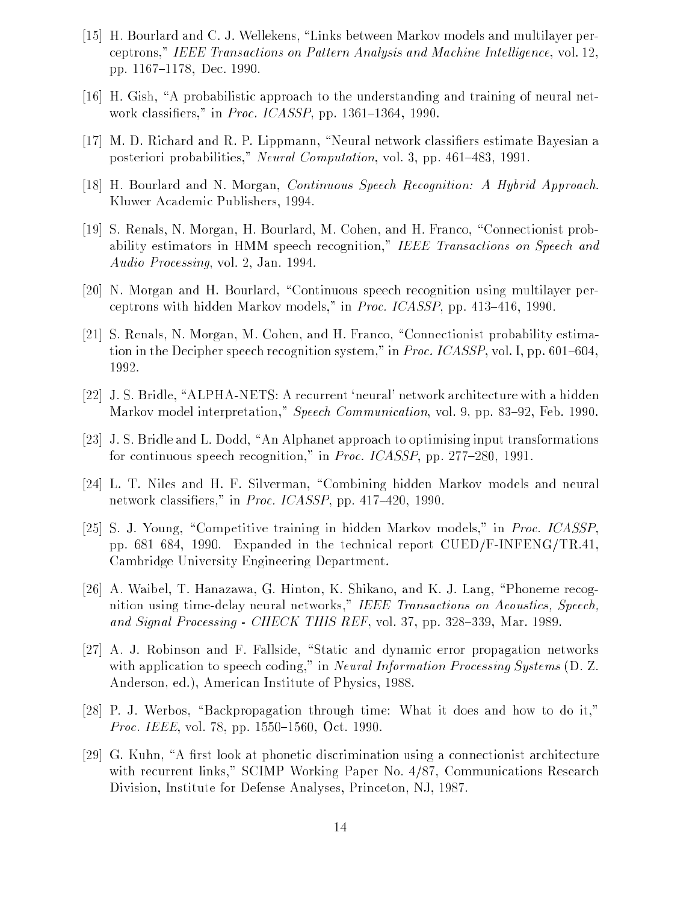[15] H. Bourlard and C. J. Wellekens, "Links between Markov models and multilayer perceptrons," *IEEE Transactions on Pattern Analysis and Machine Intelligence*, vol. 12, pp. 1167–1178, Dec. 1990.

[16] H. Gish, "A probabilistic approach to the understanding and training of neural network classifiers," in *Proc. ICASSP*, pp. 1361–1364, 1990.

[17] M. D. Richard and R. P. Lippmann, "Neural network classifiers estimate Bayesian a posteriori probabilities," *Neural Computation*, vol. 3, pp. 461–483, 1991.

[18] H. Bourlard and N. Morgan, *Continuous Speech Recognition: A Hybrid Approach.* Kluwer Academic Publishers, 1994.

[19] S. Renals, N. Morgan, H. Bourlard, M. Cohen, and H. Franco, "Connectionist probability estimators in HMM speech recognition," *IEEE Transactions on Speech and Audio Processing*, vol. 2, Jan. 1994.

[20] N. Morgan and H. Bourlard, "Continuous speech recognition using multilayer perceptrons with hidden Markov models," in *Proc. ICASSP*, pp. 413–416, 1990.

[21] S. Renals, N. Morgan, M. Cohen, and H. Franco, "Connectionist probability estimation in the Decipher speech recognition system," in *Proc. ICASSP*, vol. I, pp. 601–604, 1992.

[22] J. S. Bridle, "ALPHA-NETS: A recurrent 'neural' network architecture with a hidden Markov model interpretation," *Speech Communication*, vol. 9, pp. 83–92, Feb. 1990.

[23] J. S. Bridle and L. Dodd, "An Alphanet approach to optimising input transformations for continuous speech recognition," in *Proc. ICASSP*, pp. 277–280, 1991.

[24] L. T. Niles and H. F. Silverman, "Combining hidden Markov models and neural network classifiers," in *Proc. ICASSP*, pp. 417–420, 1990.

[25] S. J. Young, "Competitive training in hidden Markov models," in *Proc. ICASSP*, pp. 681 684, 1990. Expanded in the technical report CUED/F-INFENG/TR.41, Cambridge University Engineering Department.

[26] A. Waibel, T. Hanazawa, G. Hinton, K. Shikano, and K. J. Lang, "Phoneme recognition using time-delay neural networks," *IEEE Transactions on Acoustics, Speech, and Signal Processing - CHECK THIS REF*, vol. 37, pp. 328–339, Mar. 1989.

[27] A. J. Robinson and F. Fallside, "Static and dynamic error propagation networks with application to speech coding," in *Neural Information Processing Systems* (D. Z. Anderson, ed.), American Institute of Physics, 1988.

[28] P. J. Werbos, "Backpropagation through time: What it does and how to do it," *Proc. IEEE*, vol. 78, pp. 1550–1560, Oct. 1990.

[29] G. Kuhn, "A first look at phonetic discrimination using a connectionist architecture with recurrent links," SCIMP Working Paper No. 4/87, Communications Research Division, Institute for Defense Analyses, Princeton, NJ, 1987.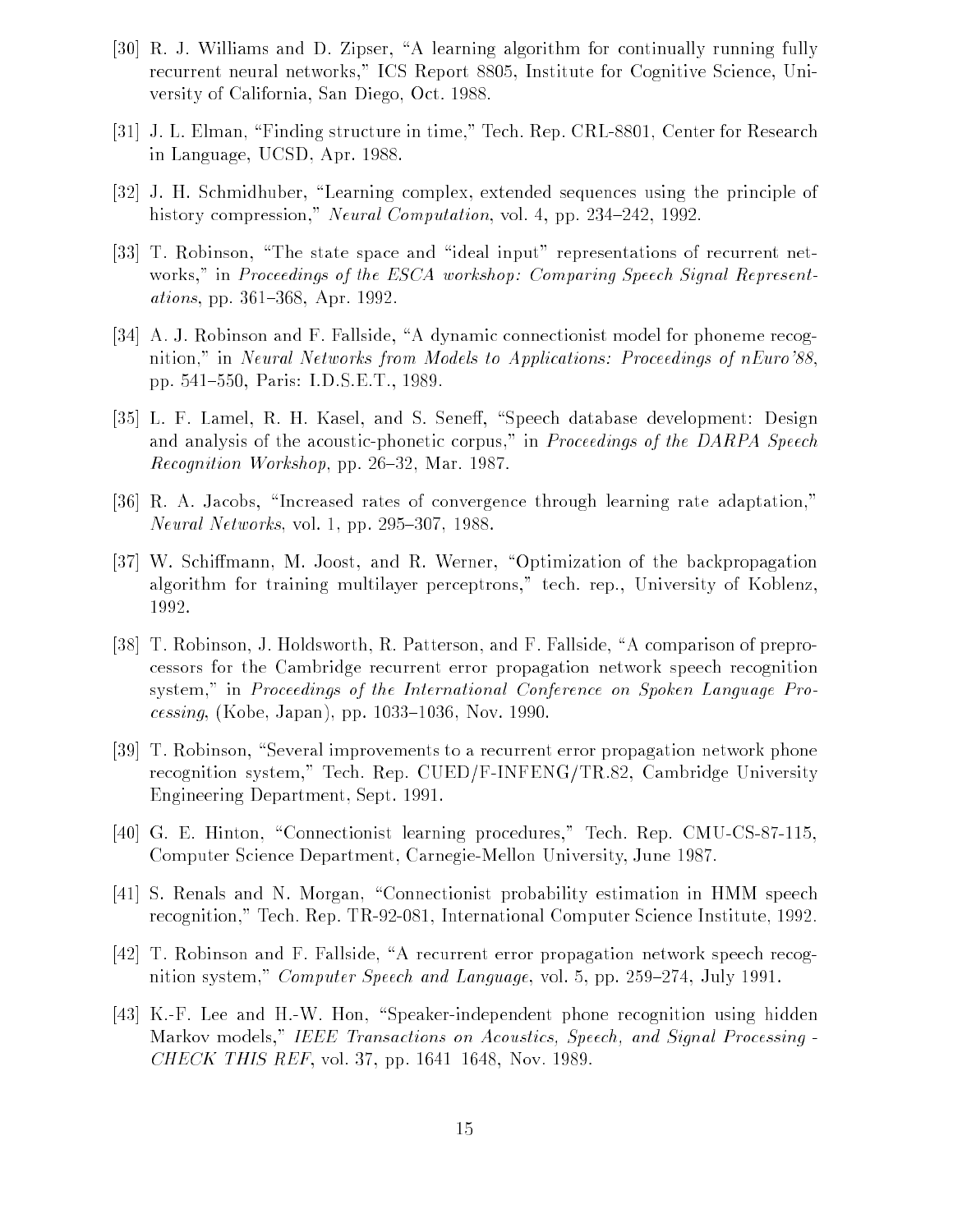[30] R. J. Williams and D. Zipser, "A learning algorithm for continually running fully recurrent neural networks," ICS Report 8805, Institute for Cognitive Science, University of California, San Diego, Oct. 1988.

[31] J. L. Elman, "Finding structure in time," Tech. Rep. CRL-8801, Center for Research in Language, UCSD, Apr. 1988.

[32] J. H. Schmidhuber, "Learning complex, extended sequences using the principle of history compression," *Neural Computation*, vol. 4, pp. 234–242, 1992.

[33] T. Robinson, "The state space and "ideal input" representations of recurrent networks," in *Proceedings of the ESCA workshop: Comparing Speech Signal Representations*, pp. 361–368, Apr. 1992.

[34] A. J. Robinson and F. Fallside, "A dynamic connectionist model for phoneme recognition," in *Neural Networks from Models to Applications: Proceedings of nEuro'88*, pp. 541–550, Paris: I.D.S.E.T., 1989.

[35] L. F. Lamel, R. H. Kasel, and S. Seneff, "Speech database development: Design and analysis of the acoustic-phonetic corpus," in *Proceedings of the DARPA Speech Recognition Workshop*, pp. 26–32, Mar. 1987.

[36] R. A. Jacobs, "Increased rates of convergence through learning rate adaptation," *Neural Networks*, vol. 1, pp. 295–307, 1988.

[37] W. Schiffmann, M. Joost, and R. Werner, "Optimization of the backpropagation algorithm for training multilayer perceptrons," tech. rep., University of Koblenz, 1992.

[38] T. Robinson, J. Holdsworth, R. Patterson, and F. Fallside, "A comparison of preprocessors for the Cambridge recurrent error propagation network speech recognition system," in *Proceedings of the International Conference on Spoken Language Processing*, (Kobe, Japan), pp. 1033–1036, Nov. 1990.

[39] T. Robinson, "Several improvements to a recurrent error propagation network phone recognition system," Tech. Rep. CUED/F-INFENG/TR.82, Cambridge University Engineering Department, Sept. 1991.

[40] G. E. Hinton, "Connectionist learning procedures," Tech. Rep. CMU-CS-87-115, Computer Science Department, Carnegie-Mellon University, June 1987.

[41] S. Renals and N. Morgan, "Connectionist probability estimation in HMM speech recognition," Tech. Rep. TR-92-081, International Computer Science Institute, 1992.

[42] T. Robinson and F. Fallside, "A recurrent error propagation network speech recognition system," *Computer Speech and Language*, vol. 5, pp. 259–274, July 1991.

[43] K.-F. Lee and H.-W. Hon, "Speaker-independent phone recognition using hidden Markov models," *IEEE Transactions on Acoustics, Speech, and Signal Processing - CHECK THIS REF*, vol. 37, pp. 1641 1648, Nov. 1989.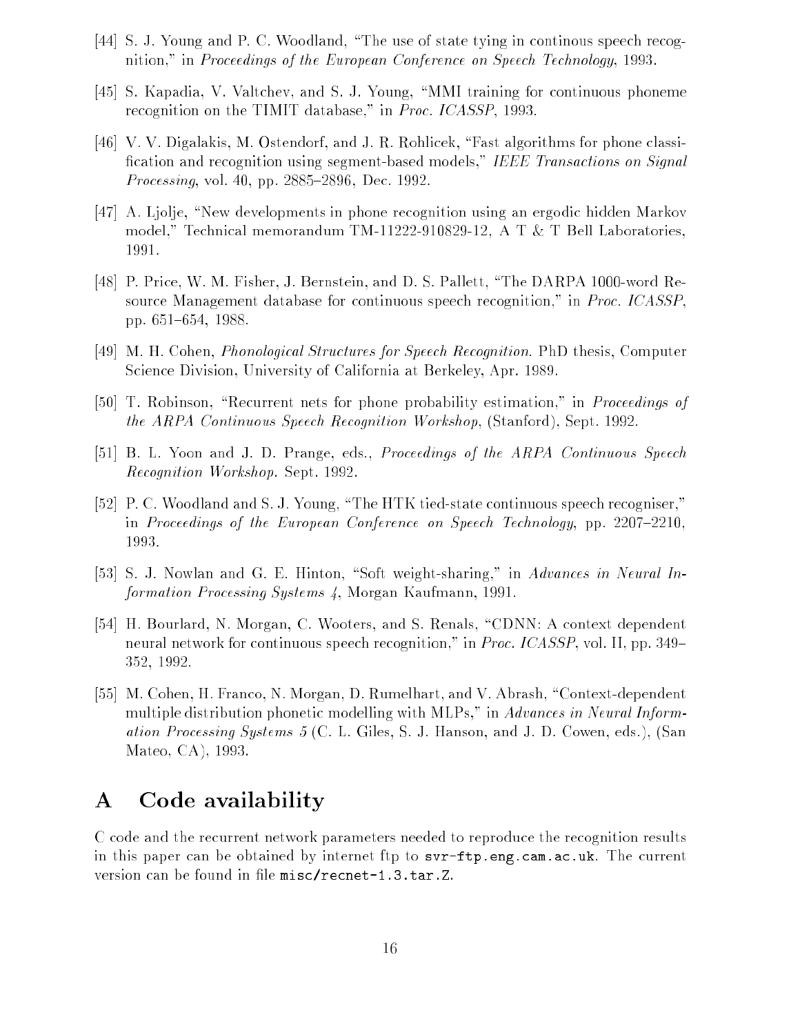[44] S. J. Young and P. C. Woodland, "The use of state tying in continous speech recognition," in *Proceedings of the European Conference on Speech Technology*, 1993.

[45] S. Kapadia, V. Valtchev, and S. J. Young, "MMI training for continuous phoneme recognition on the TIMIT database," in *Proc. ICASSP*, 1993.

[46] V. V. Digalakis, M. Ostendorf, and J. R. Rohlicek, "Fast algorithms for phone classification and recognition using segment-based models," *IEEE Transactions on Signal Processing*, vol. 40, pp. 2885–2896, Dec. 1992.

[47] A. Ljolje, "New developments in phone recognition using an ergodic hidden Markov model," Technical memorandum TM-11222-910829-12, A T & T Bell Laboratories, 1991.

[48] P. Price, W. M. Fisher, J. Bernstein, and D. S. Pallett, "The DARPA 1000-word Resource Management database for continuous speech recognition," in *Proc. ICASSP*, pp. 651–654, 1988.

[49] M. H. Cohen, *Phonological Structures for Speech Recognition*. PhD thesis, Computer Science Division, University of California at Berkeley, Apr. 1989.

[50] T. Robinson, "Recurrent nets for phone probability estimation," in *Proceedings of the ARPA Continuous Speech Recognition Workshop*, (Stanford), Sept. 1992.

[51] B. L. Yoon and J. D. Prange, eds., *Proceedings of the ARPA Continuous Speech Recognition Workshop*. Sept. 1992.

[52] P. C. Woodland and S. J. Young, "The HTK tied-state continuous speech recogniser," in *Proceedings of the European Conference on Speech Technology*, pp. 2207–2210, 1993.

[53] S. J. Nowlan and G. E. Hinton, "Soft weight-sharing," in *Advances in Neural Information Processing Systems 4*, Morgan Kaufmann, 1991.

[54] H. Bourlard, N. Morgan, C. Wooters, and S. Renals, "CDNN: A context dependent neural network for continuous speech recognition," in *Proc. ICASSP*, vol. II, pp. 349–352, 1992.

[55] M. Cohen, H. Franco, N. Morgan, D. Rumelhart, and V. Abrash, "Context-dependent multiple distribution phonetic modelling with MLPs," in *Advances in Neural Information Processing Systems 5* (C. L. Giles, S. J. Hanson, and J. D. Cowen, eds.), (San Mateo, CA), 1993.

# A Code availability

C code and the recurrent network parameters needed to reproduce the recognition results in this paper can be obtained by internet ftp to `svr-ftp.eng.cam.ac.uk`. The current version can be found in file `misc/recnet-1.3.tar.Z`.